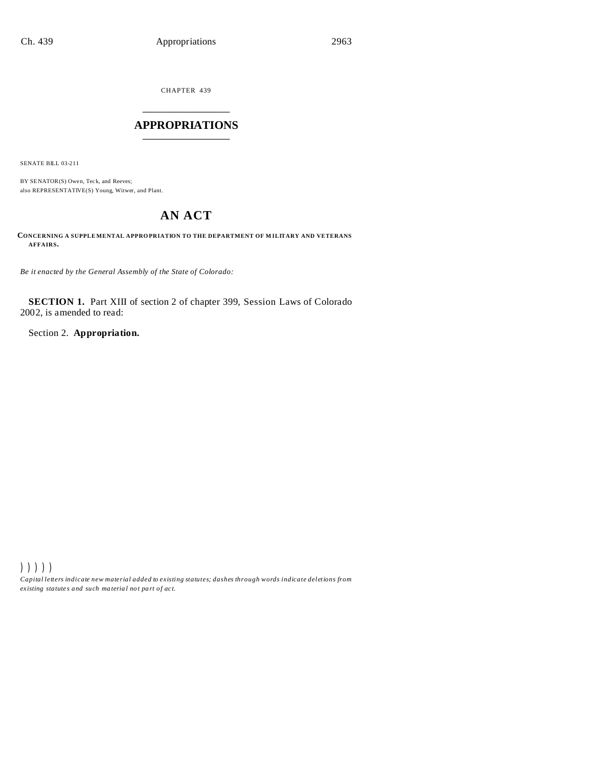CHAPTER 439

# APPROPRIATIONS

SENATE BILL 03-211

BY SENATOR(S) Owen, Teck, and Reeves;
also REPRESENTATIVE(S) Young, Witwer, and Plant.

## AN ACT

**CONCERNING A SUPPLEMENTAL APPROPRIATION TO THE DEPARTMENT OF MILITARY AND VETERANS AFFAIRS.**

*Be it enacted by the General Assembly of the State of Colorado:*

**SECTION 1.** Part XIII of section 2 of chapter 399, Session Laws of Colorado 2002, is amended to read:

Section 2. **Appropriation.**

))))) 
*Capital letters indicate new material added to existing statutes; dashes through words indicate deletions from existing statutes and such material not part of act.*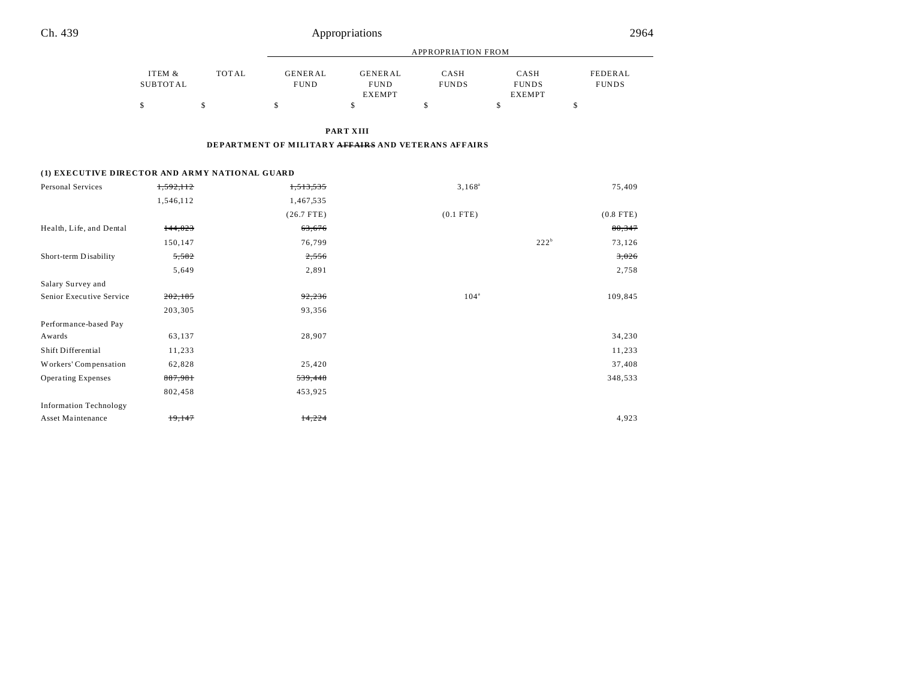| | ITEM & SUBTOTAL | TOTAL | GENERAL FUND | GENERAL FUND EXEMPT | CASH FUNDS | CASH FUNDS EXEMPT | FEDERAL FUNDS |
|---|---|---|---|---|---|---|---|
| | | | APPROPRIATION FROM | | | | |
| | $ | $ | $ | $ | $ | $ | $ |

**PART XIII**

**DEPARTMENT OF MILITARY ~~AFFAIRS~~ AND VETERANS AFFAIRS**

**(1) EXECUTIVE DIRECTOR AND ARMY NATIONAL GUARD**

| | ITEM & SUBTOTAL | TOTAL | GENERAL FUND | GENERAL FUND EXEMPT | CASH FUNDS | CASH FUNDS EXEMPT | FEDERAL FUNDS |
|---|---|---|---|---|---|---|---|
| Personal Services | ~~1,592,112~~ | | ~~1,513,535~~ | | 3,168[a] | | 75,409 |
| | 1,546,112 | | 1,467,535 | | | | |
| | | | (26.7 FTE) | | (0.1 FTE) | | (0.8 FTE) |
| Health, Life, and Dental | ~~144,023~~ | | ~~63,676~~ | | | | ~~80,347~~ |
| | 150,147 | | 76,799 | | | 222[b] | 73,126 |
| Short-term Disability | ~~5,582~~ | | ~~2,556~~ | | | | ~~3,026~~ |
| | 5,649 | | 2,891 | | | | 2,758 |
| Salary Survey and Senior Executive Service | ~~202,185~~ | | ~~92,236~~ | | 104[a] | | 109,845 |
| | 203,305 | | 93,356 | | | | |
| Performance-based Pay Awards | 63,137 | | 28,907 | | | | 34,230 |
| Shift Differential | 11,233 | | | | | | 11,233 |
| Workers' Compensation | 62,828 | | 25,420 | | | | 37,408 |
| Operating Expenses | ~~887,981~~ | | ~~539,448~~ | | | | 348,533 |
| | 802,458 | | 453,925 | | | | |
| Information Technology Asset Maintenance | ~~19,147~~ | | ~~14,224~~ | | | | 4,923 |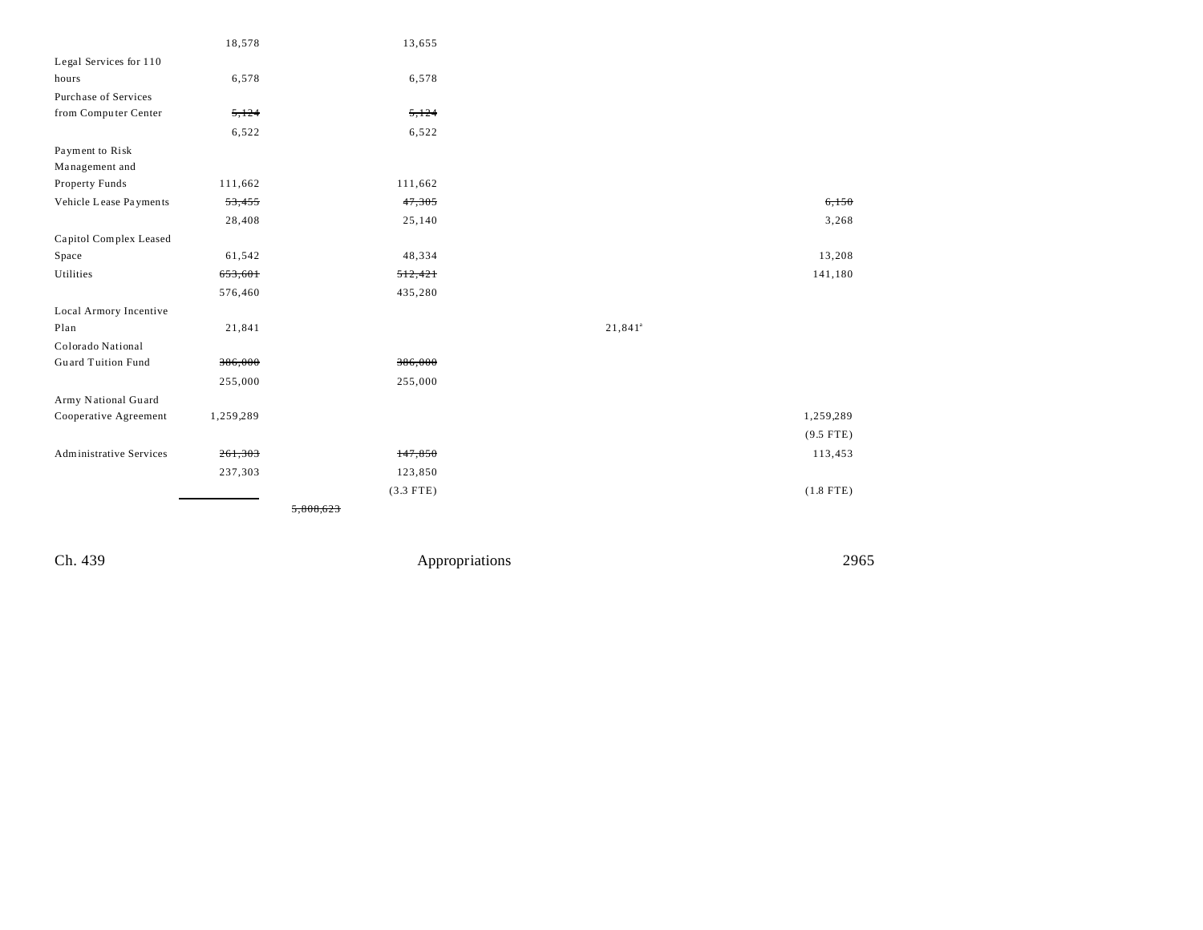| | | | | | |
|---|---|---|---|---|---|
| | 18,578 | | 13,655 | | |
| Legal Services for 110 hours | 6,578 | | 6,578 | | |
| Purchase of Services from Computer Center | ~~5,124~~ | | ~~5,124~~ | | |
| | 6,522 | | 6,522 | | |
| Payment to Risk Management and Property Funds | 111,662 | | 111,662 | | |
| Vehicle Lease Payments | ~~53,455~~ | | ~~47,305~~ | | ~~6,150~~ |
| | 28,408 | | 25,140 | | 3,268 |
| Capitol Complex Leased Space | 61,542 | | 48,334 | | 13,208 |
| Utilities | ~~653,601~~ | | ~~512,421~~ | | 141,180 |
| | 576,460 | | 435,280 | | |
| Local Armory Incentive Plan | 21,841 | | | 21,841[a] | |
| Colorado National Guard Tuition Fund | ~~386,000~~ | | ~~386,000~~ | | |
| | 255,000 | | 255,000 | | |
| Army National Guard Cooperative Agreement | 1,259,289 | | | | 1,259,289 |
| | | | | | (9.5 FTE) |
| Administrative Services | ~~261,303~~ | | ~~147,850~~ | | 113,453 |
| | 237,303 | | 123,850 | | |
| | | | (3.3 FTE) | | (1.8 FTE) |
| | | ~~5,808,623~~ | | | |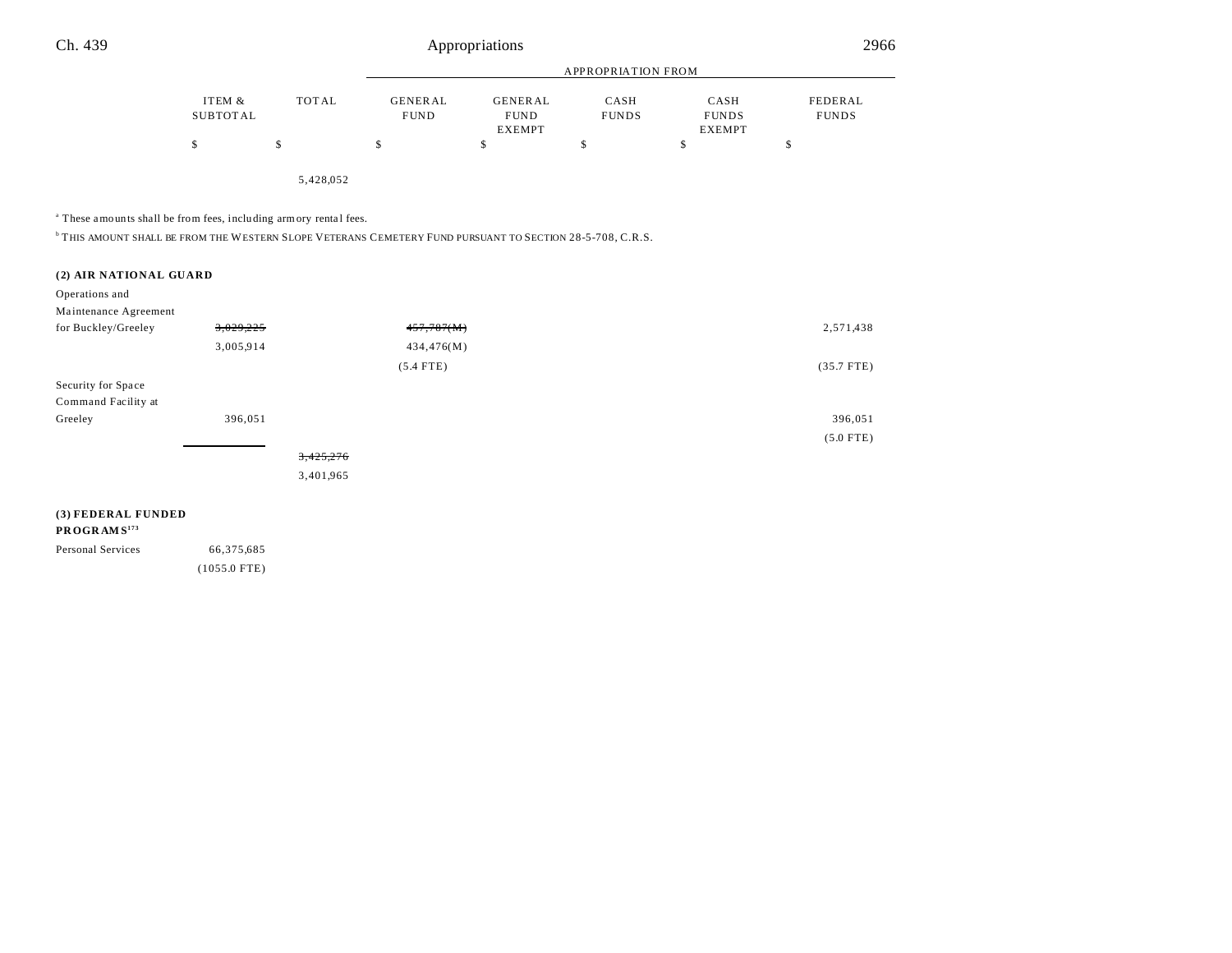| | ITEM & SUBTOTAL | TOTAL | GENERAL FUND | GENERAL FUND EXEMPT | CASH FUNDS | CASH FUNDS EXEMPT | FEDERAL FUNDS |
|---|---|---|---|---|---|---|---|
| | | | APPROPRIATION FROM | | | | |
| | $ | $ | $ | $ | $ | $ | $ |
| | | 5,428,052 | | | | | |

[a] These amounts shall be from fees, including armory rental fees.

[b] THIS AMOUNT SHALL BE FROM THE WESTERN SLOPE VETERANS CEMETERY FUND PURSUANT TO SECTION 28-5-708, C.R.S.

**(2) AIR NATIONAL GUARD**

| | ITEM & SUBTOTAL | TOTAL | GENERAL FUND | GENERAL FUND EXEMPT | CASH FUNDS | CASH FUNDS EXEMPT | FEDERAL FUNDS |
|---|---|---|---|---|---|---|---|
| Operations and Maintenance Agreement for Buckley/Greeley | ~~3,029,225~~ 3,005,914 | | ~~457,787(M)~~ 434,476(M) (5.4 FTE) | | | | 2,571,438 (35.7 FTE) |
| Security for Space Command Facility at Greeley | 396,051 | | | | | | 396,051 (5.0 FTE) |
| | | ~~3,425,276~~ 3,401,965 | | | | | |

**(3) FEDERAL FUNDED PROGRAMS[173]**

| | ITEM & SUBTOTAL | TOTAL | GENERAL FUND | GENERAL FUND EXEMPT | CASH FUNDS | CASH FUNDS EXEMPT | FEDERAL FUNDS |
|---|---|---|---|---|---|---|---|
| Personal Services | 66,375,685 (1055.0 FTE) | | | | | | |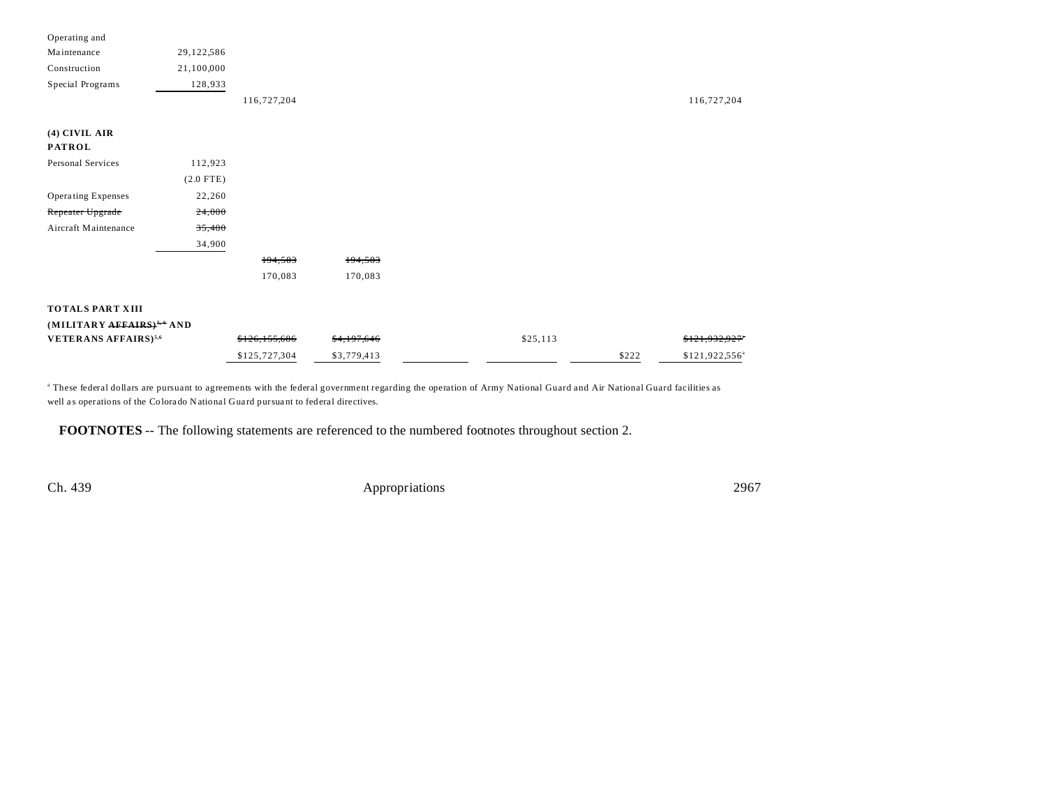| | | | | | | | |
|---|---|---|---|---|---|---|---|
| Operating and Maintenance | 29,122,586 | | | | | | |
| Construction | 21,100,000 | | | | | | |
| Special Programs | 128,933 | | | | | | |
| | | 116,727,204 | | | | | 116,727,204 |
| **(4) CIVIL AIR PATROL** | | | | | | | |
| Personal Services | 112,923 | | | | | | |
| | (2.0 FTE) | | | | | | |
| Operating Expenses | 22,260 | | | | | | |
| ~~Repeater Upgrade~~ | ~~24,000~~ | | | | | | |
| Aircraft Maintenance | ~~35,400~~ | | | | | | |
| | 34,900 | | | | | | |
| | | ~~194,583~~ | ~~194,583~~ | | | | |
| | | 170,083 | 170,083 | | | | |
| **TOTALS PART XIII (MILITARY ~~AFFAIRS)~~[5,6] AND VETERANS AFFAIRS)[5,6]** | | ~~$126,155,686~~ | ~~$4,197,646~~ | | $25,113 | | ~~$121,932,927~~[a] |
| | | $125,727,304 | $3,779,413 | | | $222 | $121,922,556[a] |

[a] These federal dollars are pursuant to agreements with the federal government regarding the operation of Army National Guard and Air National Guard facilities as well as operations of the Colorado National Guard pursuant to federal directives.

**FOOTNOTES** -- The following statements are referenced to the numbered footnotes throughout section 2.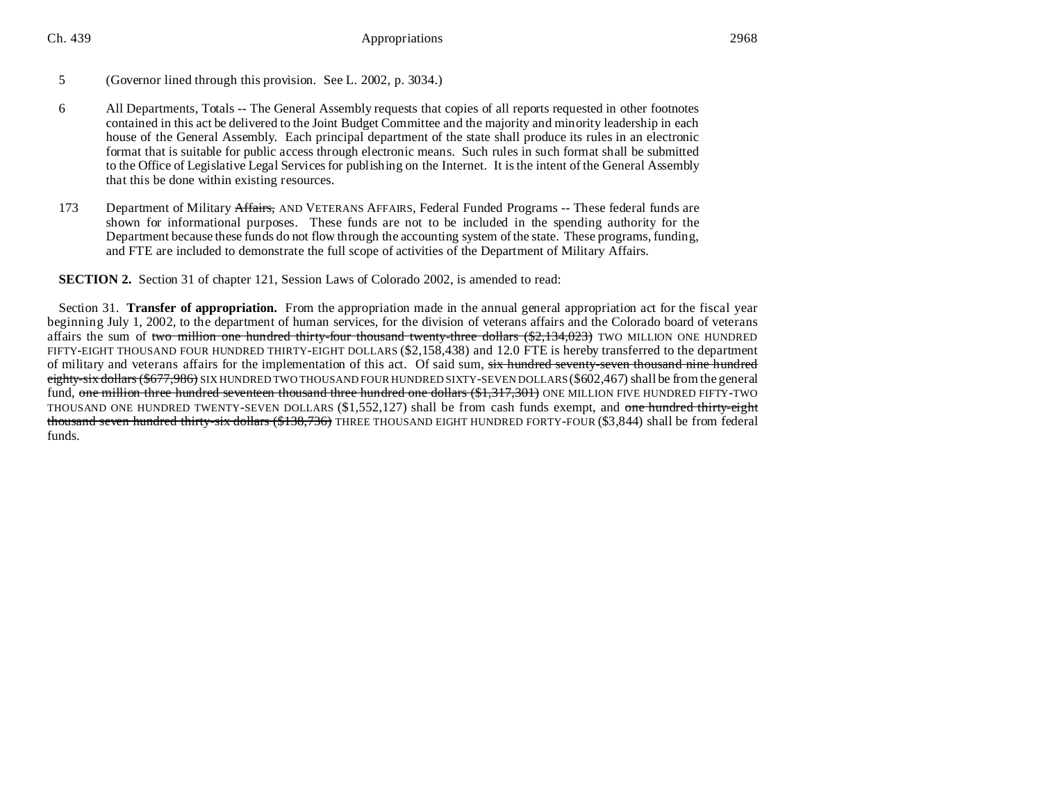5 (Governor lined through this provision. See L. 2002, p. 3034.)

6 All Departments, Totals -- The General Assembly requests that copies of all reports requested in other footnotes contained in this act be delivered to the Joint Budget Committee and the majority and minority leadership in each house of the General Assembly. Each principal department of the state shall produce its rules in an electronic format that is suitable for public access through electronic means. Such rules in such format shall be submitted to the Office of Legislative Legal Services for publishing on the Internet. It is the intent of the General Assembly that this be done within existing resources.

173 Department of Military ~~Affairs,~~ AND VETERANS AFFAIRS, Federal Funded Programs -- These federal funds are shown for informational purposes. These funds are not to be included in the spending authority for the Department because these funds do not flow through the accounting system of the state. These programs, funding, and FTE are included to demonstrate the full scope of activities of the Department of Military Affairs.

**SECTION 2.** Section 31 of chapter 121, Session Laws of Colorado 2002, is amended to read:

Section 31. **Transfer of appropriation.** From the appropriation made in the annual general appropriation act for the fiscal year beginning July 1, 2002, to the department of human services, for the division of veterans affairs and the Colorado board of veterans affairs the sum of ~~two million one hundred thirty-four thousand twenty-three dollars ($2,134,023)~~ TWO MILLION ONE HUNDRED FIFTY-EIGHT THOUSAND FOUR HUNDRED THIRTY-EIGHT DOLLARS ($2,158,438) and 12.0 FTE is hereby transferred to the department of military and veterans affairs for the implementation of this act. Of said sum, ~~six hundred seventy-seven thousand nine hundred eighty-six dollars ($677,986)~~ SIX HUNDRED TWO THOUSAND FOUR HUNDRED SIXTY-SEVEN DOLLARS ($602,467) shall be from the general fund, ~~one million three hundred seventeen thousand three hundred one dollars ($1,317,301)~~ ONE MILLION FIVE HUNDRED FIFTY-TWO THOUSAND ONE HUNDRED TWENTY-SEVEN DOLLARS ($1,552,127) shall be from cash funds exempt, and ~~one hundred thirty-eight thousand seven hundred thirty-six dollars ($138,736)~~ THREE THOUSAND EIGHT HUNDRED FORTY-FOUR ($3,844) shall be from federal funds.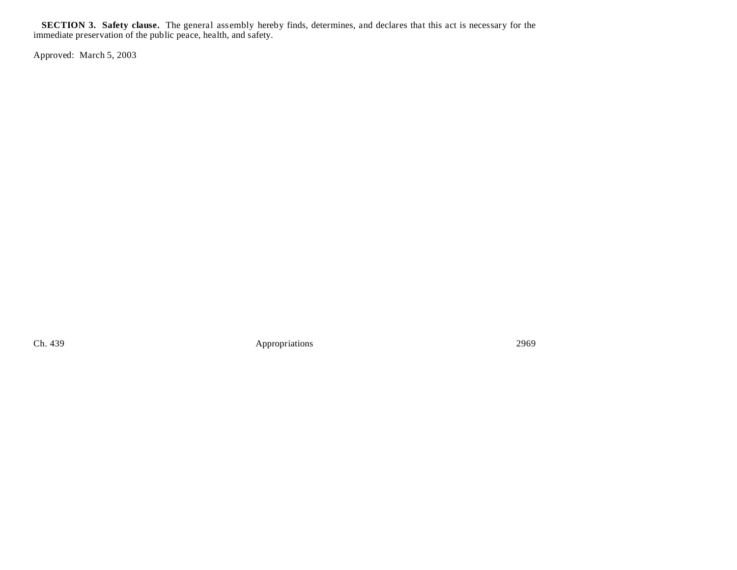**SECTION 3. Safety clause.** The general assembly hereby finds, determines, and declares that this act is necessary for the immediate preservation of the public peace, health, and safety.

Approved: March 5, 2003